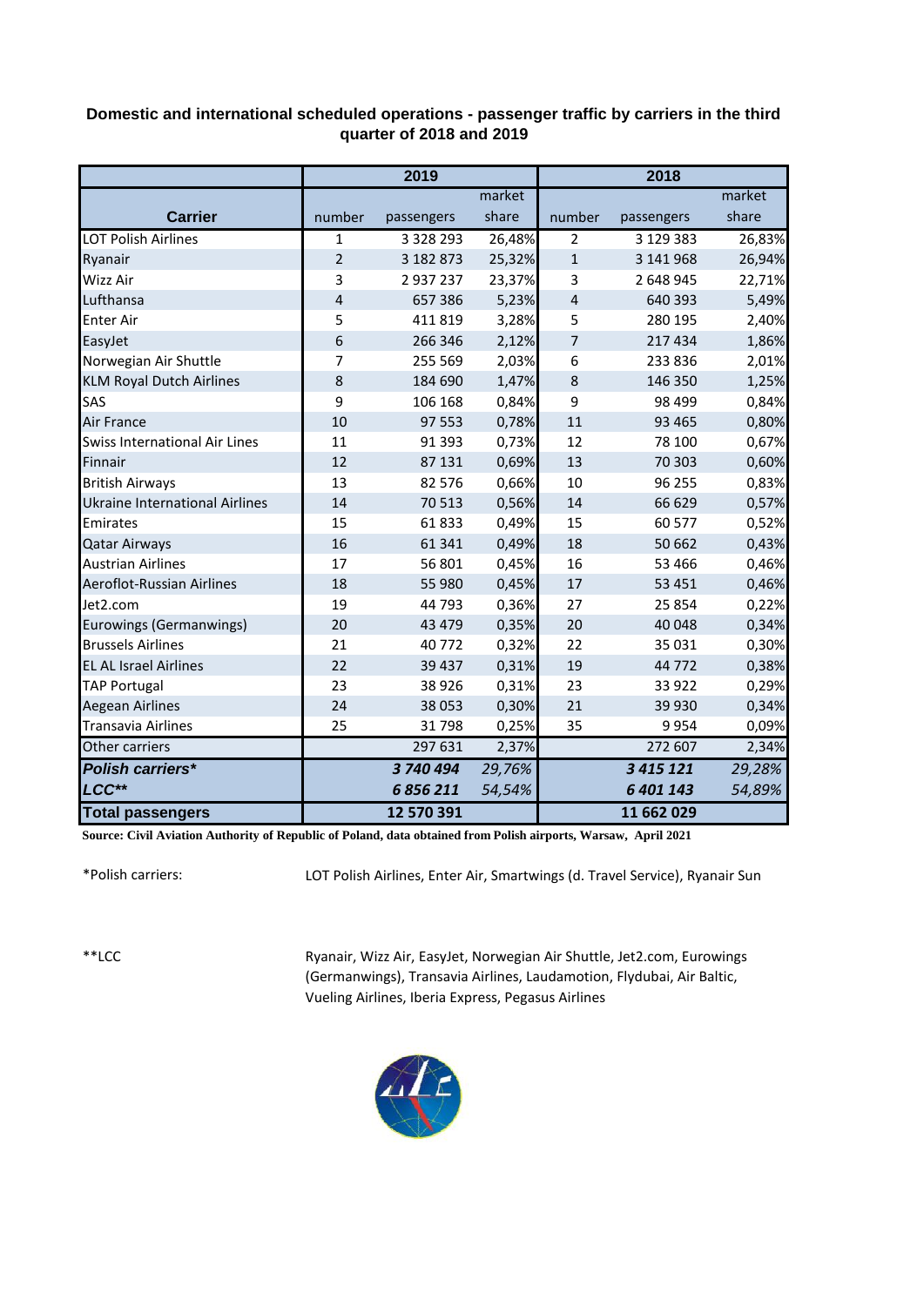## Domestic and international scheduled operations - passenger traffic by carriers in the third quarter of 2018 and 2019

| Carrier | 2019 | | | 2018 | | |
|---|---|---|---|---|---|---|
| | number | passengers | market share | number | passengers | market share |
| LOT Polish Airlines | 1 | 3 328 293 | 26,48% | 2 | 3 129 383 | 26,83% |
| Ryanair | 2 | 3 182 873 | 25,32% | 1 | 3 141 968 | 26,94% |
| Wizz Air | 3 | 2 937 237 | 23,37% | 3 | 2 648 945 | 22,71% |
| Lufthansa | 4 | 657 386 | 5,23% | 4 | 640 393 | 5,49% |
| Enter Air | 5 | 411 819 | 3,28% | 5 | 280 195 | 2,40% |
| EasyJet | 6 | 266 346 | 2,12% | 7 | 217 434 | 1,86% |
| Norwegian Air Shuttle | 7 | 255 569 | 2,03% | 6 | 233 836 | 2,01% |
| KLM Royal Dutch Airlines | 8 | 184 690 | 1,47% | 8 | 146 350 | 1,25% |
| SAS | 9 | 106 168 | 0,84% | 9 | 98 499 | 0,84% |
| Air France | 10 | 97 553 | 0,78% | 11 | 93 465 | 0,80% |
| Swiss International Air Lines | 11 | 91 393 | 0,73% | 12 | 78 100 | 0,67% |
| Finnair | 12 | 87 131 | 0,69% | 13 | 70 303 | 0,60% |
| British Airways | 13 | 82 576 | 0,66% | 10 | 96 255 | 0,83% |
| Ukraine International Airlines | 14 | 70 513 | 0,56% | 14 | 66 629 | 0,57% |
| Emirates | 15 | 61 833 | 0,49% | 15 | 60 577 | 0,52% |
| Qatar Airways | 16 | 61 341 | 0,49% | 18 | 50 662 | 0,43% |
| Austrian Airlines | 17 | 56 801 | 0,45% | 16 | 53 466 | 0,46% |
| Aeroflot-Russian Airlines | 18 | 55 980 | 0,45% | 17 | 53 451 | 0,46% |
| Jet2.com | 19 | 44 793 | 0,36% | 27 | 25 854 | 0,22% |
| Eurowings (Germanwings) | 20 | 43 479 | 0,35% | 20 | 40 048 | 0,34% |
| Brussels Airlines | 21 | 40 772 | 0,32% | 22 | 35 031 | 0,30% |
| EL AL Israel Airlines | 22 | 39 437 | 0,31% | 19 | 44 772 | 0,38% |
| TAP Portugal | 23 | 38 926 | 0,31% | 23 | 33 922 | 0,29% |
| Aegean Airlines | 24 | 38 053 | 0,30% | 21 | 39 930 | 0,34% |
| Transavia Airlines | 25 | 31 798 | 0,25% | 35 | 9 954 | 0,09% |
| Other carriers | | 297 631 | 2,37% | | 272 607 | 2,34% |
| ***Polish carriers**** | | ***3 740 494*** | *29,76%* | | ***3 415 121*** | *29,28%* |
| ***LCC***** | | ***6 856 211*** | *54,54%* | | ***6 401 143*** | *54,89%* |
| **Total passengers** | | **12 570 391** | | | **11 662 029** | |

**Source: Civil Aviation Authority of Republic of Poland, data obtained from Polish airports, Warsaw, April 2021**

*Polish carriers: LOT Polish Airlines, Enter Air, Smartwings (d. Travel Service), Ryanair Sun

**LCC Ryanair, Wizz Air, EasyJet, Norwegian Air Shuttle, Jet2.com, Eurowings (Germanwings), Transavia Airlines, Laudamotion, Flydubai, Air Baltic, Vueling Airlines, Iberia Express, Pegasus Airlines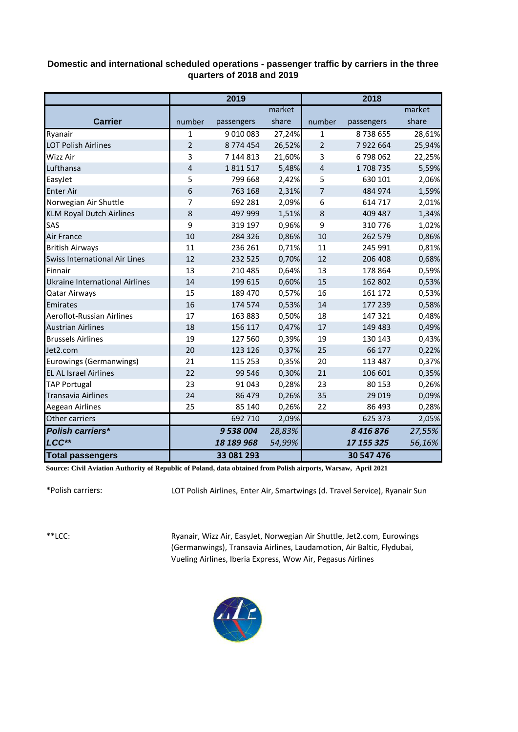**Domestic and international scheduled operations - passenger traffic by carriers in the three quarters of 2018 and 2019**

| Carrier | 2019 | | | 2018 | | |
|---|---|---|---|---|---|---|
| | number | passengers | market share | number | passengers | market share |
| Ryanair | 1 | 9 010 083 | 27,24% | 1 | 8 738 655 | 28,61% |
| LOT Polish Airlines | 2 | 8 774 454 | 26,52% | 2 | 7 922 664 | 25,94% |
| Wizz Air | 3 | 7 144 813 | 21,60% | 3 | 6 798 062 | 22,25% |
| Lufthansa | 4 | 1 811 517 | 5,48% | 4 | 1 708 735 | 5,59% |
| EasyJet | 5 | 799 668 | 2,42% | 5 | 630 101 | 2,06% |
| Enter Air | 6 | 763 168 | 2,31% | 7 | 484 974 | 1,59% |
| Norwegian Air Shuttle | 7 | 692 281 | 2,09% | 6 | 614 717 | 2,01% |
| KLM Royal Dutch Airlines | 8 | 497 999 | 1,51% | 8 | 409 487 | 1,34% |
| SAS | 9 | 319 197 | 0,96% | 9 | 310 776 | 1,02% |
| Air France | 10 | 284 326 | 0,86% | 10 | 262 579 | 0,86% |
| British Airways | 11 | 236 261 | 0,71% | 11 | 245 991 | 0,81% |
| Swiss International Air Lines | 12 | 232 525 | 0,70% | 12 | 206 408 | 0,68% |
| Finnair | 13 | 210 485 | 0,64% | 13 | 178 864 | 0,59% |
| Ukraine International Airlines | 14 | 199 615 | 0,60% | 15 | 162 802 | 0,53% |
| Qatar Airways | 15 | 189 470 | 0,57% | 16 | 161 172 | 0,53% |
| Emirates | 16 | 174 574 | 0,53% | 14 | 177 239 | 0,58% |
| Aeroflot-Russian Airlines | 17 | 163 883 | 0,50% | 18 | 147 321 | 0,48% |
| Austrian Airlines | 18 | 156 117 | 0,47% | 17 | 149 483 | 0,49% |
| Brussels Airlines | 19 | 127 560 | 0,39% | 19 | 130 143 | 0,43% |
| Jet2.com | 20 | 123 126 | 0,37% | 25 | 66 177 | 0,22% |
| Eurowings (Germanwings) | 21 | 115 253 | 0,35% | 20 | 113 487 | 0,37% |
| EL AL Israel Airlines | 22 | 99 546 | 0,30% | 21 | 106 601 | 0,35% |
| TAP Portugal | 23 | 91 043 | 0,28% | 23 | 80 153 | 0,26% |
| Transavia Airlines | 24 | 86 479 | 0,26% | 35 | 29 019 | 0,09% |
| Aegean Airlines | 25 | 85 140 | 0,26% | 22 | 86 493 | 0,28% |
| Other carriers | | 692 710 | 2,09% | | 625 373 | 2,05% |
| ***Polish carriers**** | | ***9 538 004*** | *28,83%* | | ***8 416 876*** | *27,55%* |
| ***LCC***** | | ***18 189 968*** | *54,99%* | | ***17 155 325*** | *56,16%* |
| **Total passengers** | | **33 081 293** | | | **30 547 476** | |

**Source: Civil Aviation Authority of Republic of Poland, data obtained from Polish airports, Warsaw, April 2021**

*Polish carriers: LOT Polish Airlines, Enter Air, Smartwings (d. Travel Service), Ryanair Sun

**LCC: Ryanair, Wizz Air, EasyJet, Norwegian Air Shuttle, Jet2.com, Eurowings (Germanwings), Transavia Airlines, Laudamotion, Air Baltic, Flydubai, Vueling Airlines, Iberia Express, Wow Air, Pegasus Airlines